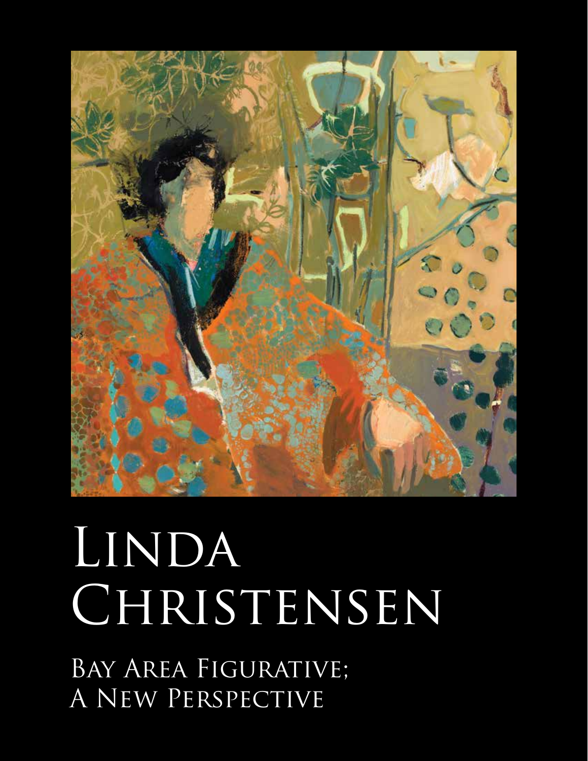# Linda Christensen

## Bay Area Figurative; A New Perspective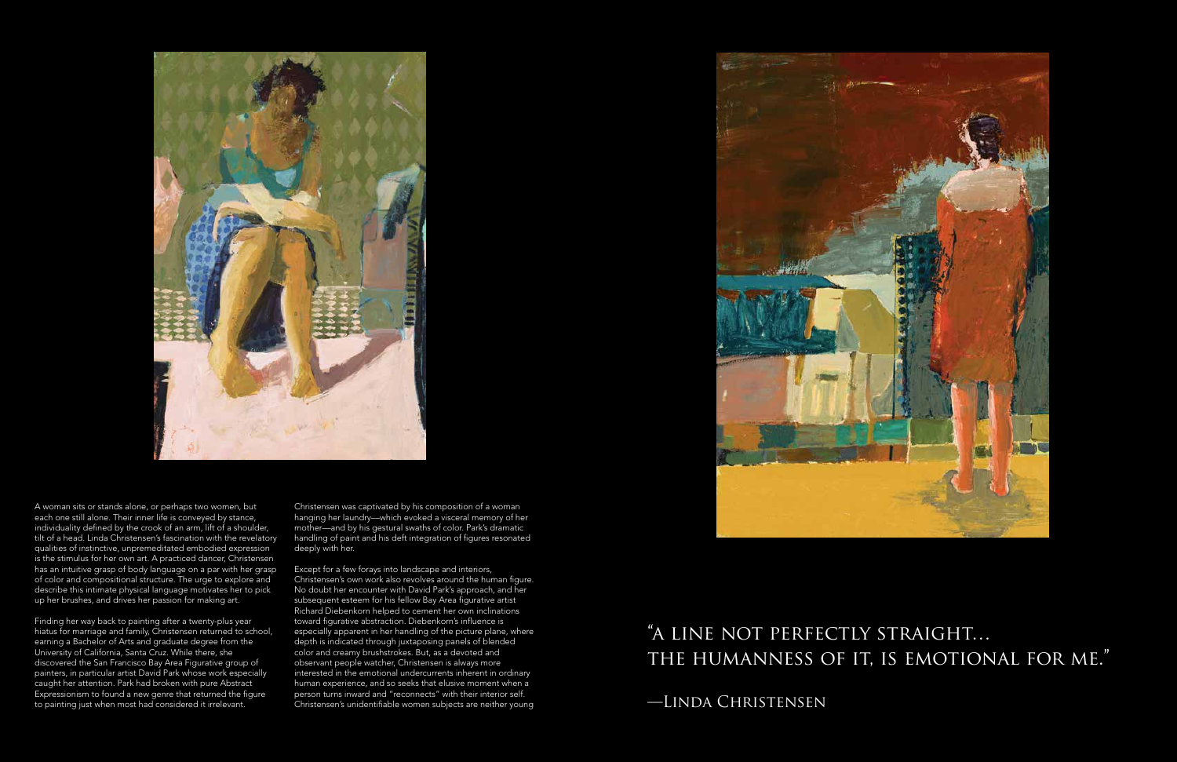A woman sits or stands alone, or perhaps two women, but each one still alone. Their inner life is conveyed by stance, individuality defined by the crook of an arm, lift of a shoulder, tilt of a head. Linda Christensen's fascination with the revelatory qualities of instinctive, unpremeditated embodied expression is the stimulus for her own art. A practiced dancer, Christensen has an intuitive grasp of body language on a par with her grasp of color and compositional structure. The urge to explore and describe this intimate physical language motivates her to pick up her brushes, and drives her passion for making art.

Finding her way back to painting after a twenty-plus year hiatus for marriage and family, Christensen returned to school, earning a Bachelor of Arts and graduate degree from the University of California, Santa Cruz. While there, she discovered the San Francisco Bay Area Figurative group of painters, in particular artist David Park whose work especially caught her attention. Park had broken with pure Abstract Expressionism to found a new genre that returned the figure to painting just when most had considered it irrelevant.

Christensen was captivated by his composition of a woman hanging her laundry—which evoked a visceral memory of her mother—and by his gestural swaths of color. Park's dramatic handling of paint and his deft integration of figures resonated deeply with her.

Except for a few forays into landscape and interiors, Christensen's own work also revolves around the human figure. No doubt her encounter with David Park's approach, and her subsequent esteem for his fellow Bay Area figurative artist Richard Diebenkorn helped to cement her own inclinations toward figurative abstraction. Diebenkorn's influence is especially apparent in her handling of the picture plane, where depth is indicated through juxtaposing panels of blended color and creamy brushstrokes. But, as a devoted and observant people watcher, Christensen is always more interested in the emotional undercurrents inherent in ordinary human experience, and so seeks that elusive moment when a person turns inward and "reconnects" with their interior self. Christensen's unidentifiable women subjects are neither young

## "A line not perfectly straight... the humanness of it, is emotional for me."

—Linda Christensen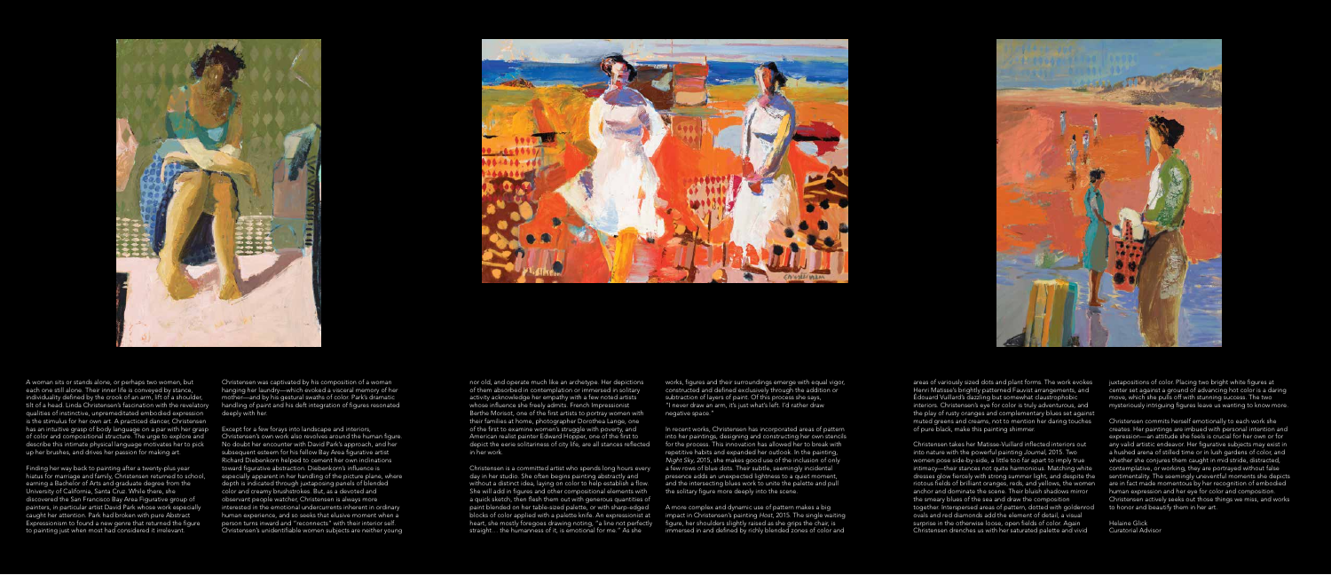A woman sits or stands alone, or perhaps two women, but each one still alone. Their inner life is conveyed by stance, individuality defined by the crook of an arm, lift of a shoulder, tilt of a head. Linda Christensen's fascination with the revelatory qualities of instinctive, unpremeditated embodied expression is the stimulus for her own art. A practiced dancer, Christensen has an intuitive grasp of body language on a par with her grasp of color and compositional structure. The urge to explore and describe this intimate physical language motivates her to pick up her brushes, and drives her passion for making art.

Finding her way back to painting after a twenty-plus year hiatus for marriage and family, Christensen returned to school, earning a Bachelor of Arts and graduate degree from the University of California, Santa Cruz. While there, she discovered the San Francisco Bay Area Figurative group of painters, in particular artist David Park whose work especially caught her attention. Park had broken with pure Abstract Expressionism to found a new genre that returned the figure to painting just when most had considered it irrelevant.

Christensen was captivated by his composition of a woman hanging her laundry—which evoked a visceral memory of her mother—and by his gestural swaths of color. Park's dramatic handling of paint and his deft integration of figures resonated deeply with her.

Except for a few forays into landscape and interiors, Christensen's own work also revolves around the human figure. No doubt her encounter with David Park's approach, and her subsequent esteem for his fellow Bay Area figurative artist Richard Diebenkorn helped to cement her own inclinations toward figurative abstraction. Diebenkorn's influence is especially apparent in her handling of the picture plane, where depth is indicated through juxtaposing panels of blended color and creamy brushstrokes. But, as a devoted and observant people watcher, Christensen is always more interested in the emotional undercurrents inherent in ordinary human experience, and so seeks that elusive moment when a person turns inward and "reconnects" with their interior self. Christensen's unidentifiable women subjects are neither young nor old, and operate much like an archetype. Her depictions of them absorbed in contemplation or immersed in solitary activity acknowledge her empathy with a few noted artists whose influence she freely admits. French Impressionist Berthe Morisot, one of the first artists to portray women with their families at home, photographer Dorothea Lange, one of the first to examine women's struggle with poverty, and American realist painter Edward Hopper, one of the first to depict the eerie solitariness of city life, are all stances reflected in her work.

Christensen is a committed artist who spends long hours every day in her studio. She often begins painting abstractly and without a distinct idea, laying on color to help establish a flow. She will add in figures and other compositional elements with a quick sketch, then flesh them out with generous quantities of paint blended on her table-sized palette, or with sharp-edged blocks of color applied with a palette knife. An expressionist at heart, she mostly foregoes drawing noting, "a line not perfectly straight… the humanness of it, is emotional for me." As she works, figures and their surroundings emerge with equal vigor, constructed and defined exclusively through the addition or subtraction of layers of paint. Of this process she says, "I never draw an arm, it's just what's left. I'd rather draw negative space."

In recent works, Christensen has incorporated areas of pattern into her paintings, designing and constructing her own stencils for the process. This innovation has allowed her to break with repetitive habits and expanded her outlook. In the painting, *Night Sky*, 2015, she makes good use of the inclusion of only a few rows of blue dots. Their subtle, seemingly incidental presence adds an unexpected lightness to a quiet moment, and the intersecting blues work to unite the palette and pull the solitary figure more deeply into the scene.

A more complex and dynamic use of pattern makes a big impact in Christensen's painting *Host*, 2015. The single waiting figure, her shoulders slightly raised as she grips the chair, is immersed in and defined by richly blended zones of color and areas of variously sized dots and plant forms. The work evokes Henri Matisse's brightly patterned Fauvist arrangements, and Édouard Vuillard's dazzling but somewhat claustrophobic interiors. Christensen's eye for color is truly adventurous, and the play of rusty oranges and complementary blues set against muted greens and creams, not to mention her daring touches of pure black, make this painting shimmer.

Christensen takes her Matisse-Vuillard inflected interiors out into nature with the powerful painting *Journal*, 2015. Two women pose side-by-side, a little too far apart to imply true intimacy—their stances not quite harmonious. Matching white dresses glow fiercely with strong summer light, and despite the riotous fields of brilliant oranges, reds, and yellows, the women anchor and dominate the scene. Their bluish shadows mirror the smeary blues of the sea and draw the composition together. Interspersed areas of pattern, dotted with goldenrod ovals and red diamonds add the element of detail, a visual surprise in the otherwise loose, open fields of color. Again Christensen drenches us with her saturated palette and vivid juxtapositions of color. Placing two bright white figures at center set against a ground of advancing hot color is a daring move, which she pulls off with stunning success. The two mysteriously intriguing figures leave us wanting to know more.

Christensen commits herself emotionally to each work she creates. Her paintings are imbued with personal intention and expression—an attitude she feels is crucial for her own or for any valid artistic endeavor. Her figurative subjects may exist in a hushed arena of stilled time or in lush gardens of color, and whether she conjures them caught in mid stride, distracted, contemplative, or working, they are portrayed without false sentimentality. The seemingly uneventful moments she depicts are in fact made momentous by her recognition of embodied human expression and her eye for color and composition. Christensen actively seeks out those things we miss, and works to honor and beautify them in her art.

Helaine Glick
Curatorial Advisor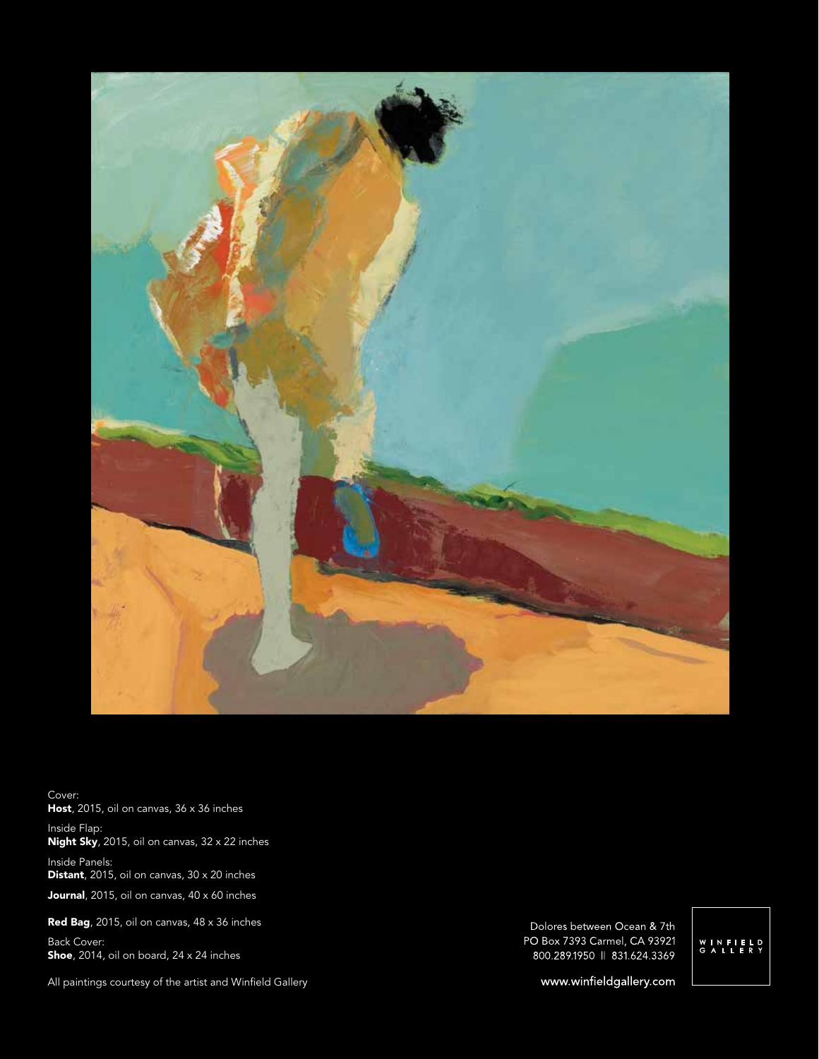Cover:
**Host**, 2015, oil on canvas, 36 x 36 inches

Inside Flap:
**Night Sky**, 2015, oil on canvas, 32 x 22 inches

Inside Panels:
**Distant**, 2015, oil on canvas, 30 x 20 inches

**Journal**, 2015, oil on canvas, 40 x 60 inches

**Red Bag**, 2015, oil on canvas, 48 x 36 inches

Back Cover:
**Shoe**, 2014, oil on board, 24 x 24 inches

All paintings courtesy of the artist and Winfield Gallery

Dolores between Ocean & 7th
PO Box 7393 Carmel, CA 93921
800.289.1950 || 831.624.3369

www.winfieldgallery.com

WINFIELD GALLERY